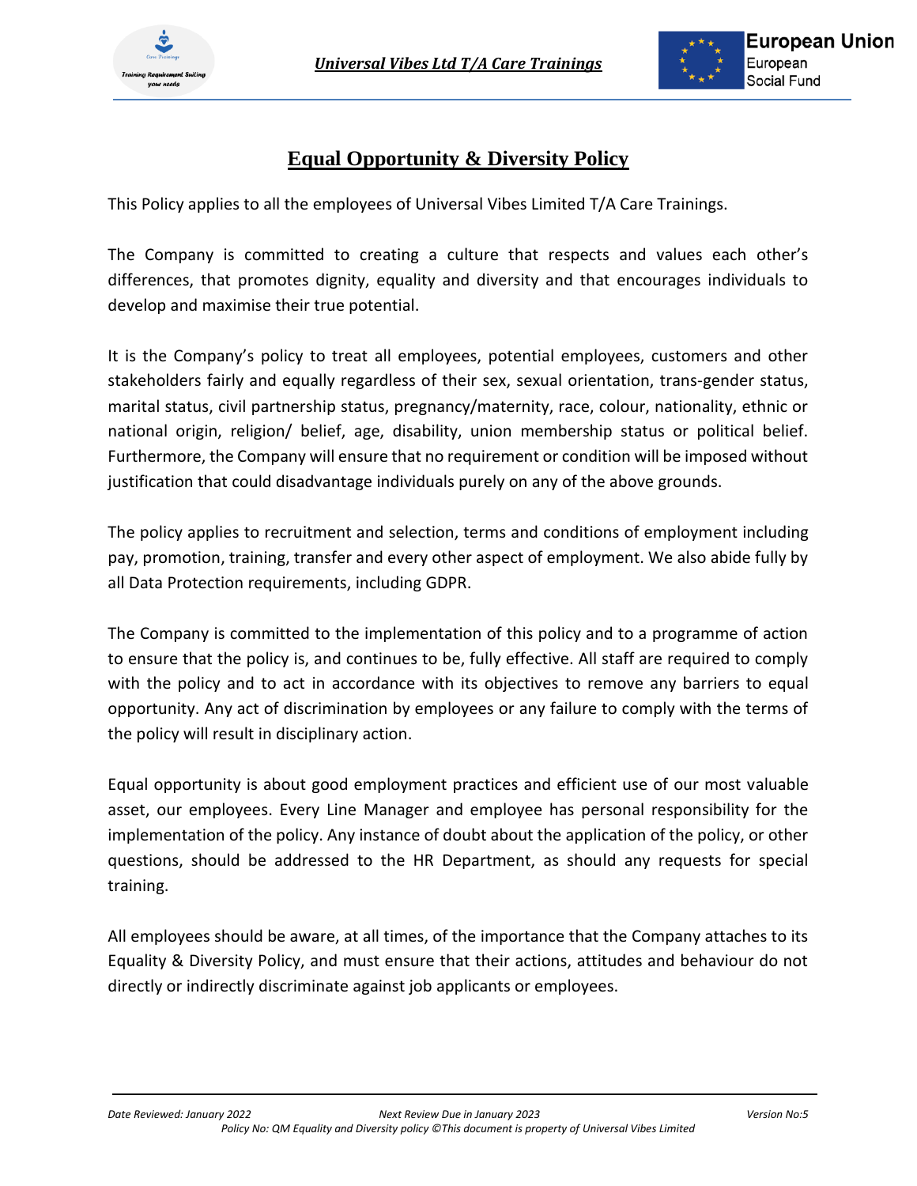# Equal Opportunity & Diversity Policy

This Policy applies to all the employees of Universal Vibes Limited T/A Care Trainings.

The Company is committed to creating a culture that respects and values each other's differences, that promotes dignity, equality and diversity and that encourages individuals to develop and maximise their true potential.

It is the Company's policy to treat all employees, potential employees, customers and other stakeholders fairly and equally regardless of their sex, sexual orientation, trans-gender status, marital status, civil partnership status, pregnancy/maternity, race, colour, nationality, ethnic or national origin, religion/ belief, age, disability, union membership status or political belief. Furthermore, the Company will ensure that no requirement or condition will be imposed without justification that could disadvantage individuals purely on any of the above grounds.

The policy applies to recruitment and selection, terms and conditions of employment including pay, promotion, training, transfer and every other aspect of employment. We also abide fully by all Data Protection requirements, including GDPR.

The Company is committed to the implementation of this policy and to a programme of action to ensure that the policy is, and continues to be, fully effective. All staff are required to comply with the policy and to act in accordance with its objectives to remove any barriers to equal opportunity. Any act of discrimination by employees or any failure to comply with the terms of the policy will result in disciplinary action.

Equal opportunity is about good employment practices and efficient use of our most valuable asset, our employees. Every Line Manager and employee has personal responsibility for the implementation of the policy. Any instance of doubt about the application of the policy, or other questions, should be addressed to the HR Department, as should any requests for special training.

All employees should be aware, at all times, of the importance that the Company attaches to its Equality & Diversity Policy, and must ensure that their actions, attitudes and behaviour do not directly or indirectly discriminate against job applicants or employees.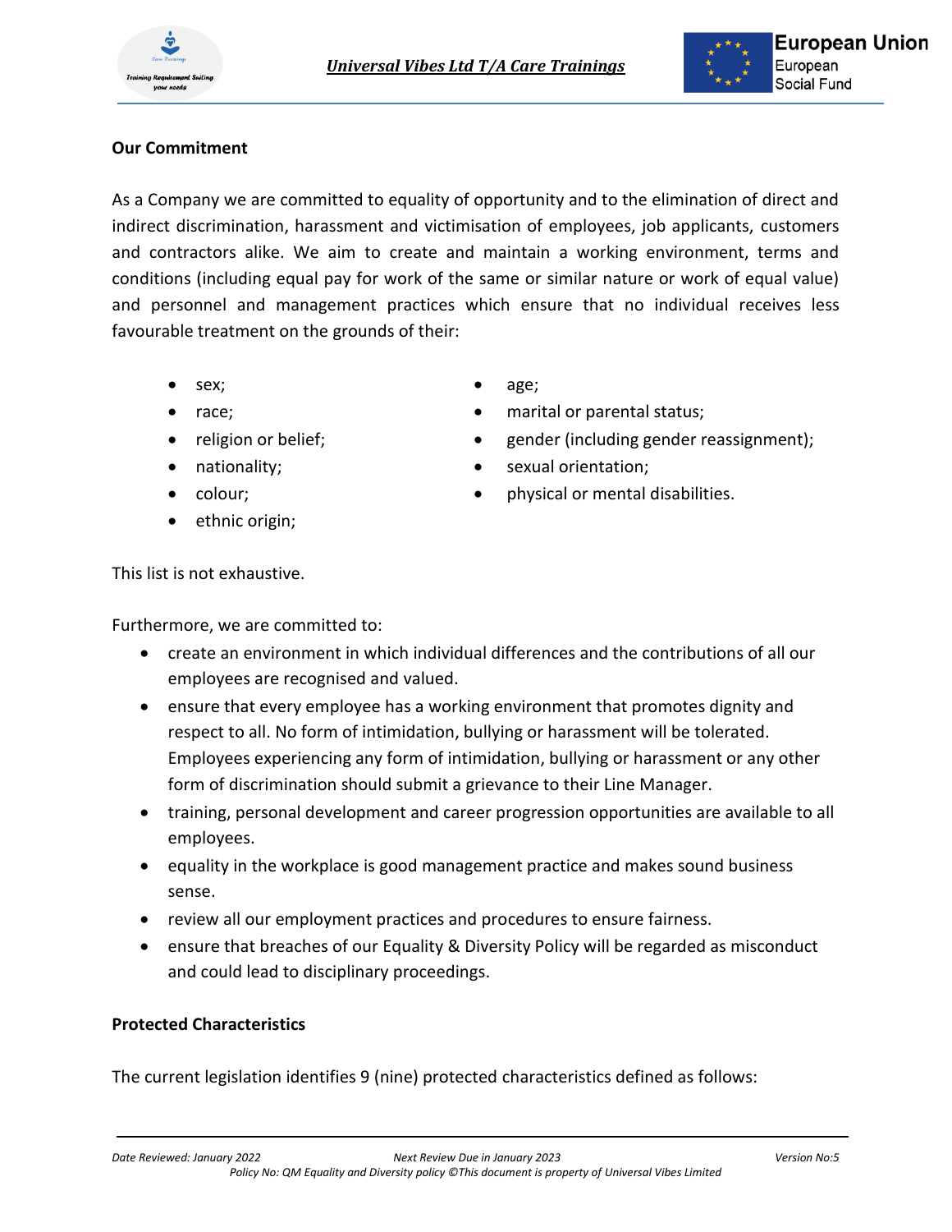**Our Commitment**

As a Company we are committed to equality of opportunity and to the elimination of direct and indirect discrimination, harassment and victimisation of employees, job applicants, customers and contractors alike. We aim to create and maintain a working environment, terms and conditions (including equal pay for work of the same or similar nature or work of equal value) and personnel and management practices which ensure that no individual receives less favourable treatment on the grounds of their:

- sex;
- race;
- religion or belief;
- nationality;
- colour;
- ethnic origin;
- age;
- marital or parental status;
- gender (including gender reassignment);
- sexual orientation;
- physical or mental disabilities.

This list is not exhaustive.

Furthermore, we are committed to:

- create an environment in which individual differences and the contributions of all our employees are recognised and valued.
- ensure that every employee has a working environment that promotes dignity and respect to all. No form of intimidation, bullying or harassment will be tolerated. Employees experiencing any form of intimidation, bullying or harassment or any other form of discrimination should submit a grievance to their Line Manager.
- training, personal development and career progression opportunities are available to all employees.
- equality in the workplace is good management practice and makes sound business sense.
- review all our employment practices and procedures to ensure fairness.
- ensure that breaches of our Equality & Diversity Policy will be regarded as misconduct and could lead to disciplinary proceedings.

**Protected Characteristics**

The current legislation identifies 9 (nine) protected characteristics defined as follows: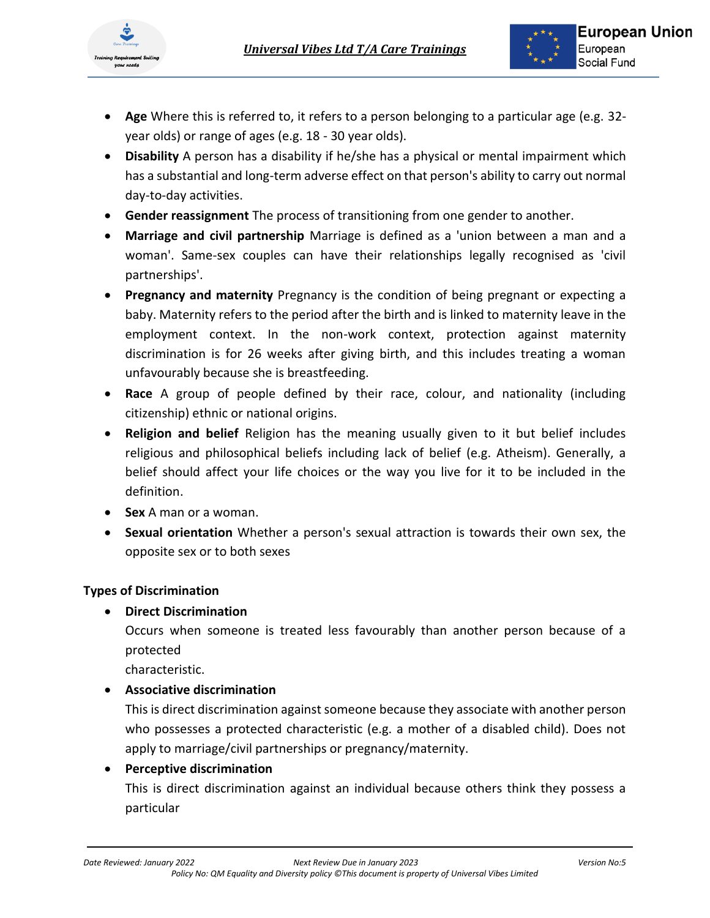- **Age** Where this is referred to, it refers to a person belonging to a particular age (e.g. 32-year olds) or range of ages (e.g. 18 - 30 year olds).
- **Disability** A person has a disability if he/she has a physical or mental impairment which has a substantial and long-term adverse effect on that person's ability to carry out normal day-to-day activities.
- **Gender reassignment** The process of transitioning from one gender to another.
- **Marriage and civil partnership** Marriage is defined as a 'union between a man and a woman'. Same-sex couples can have their relationships legally recognised as 'civil partnerships'.
- **Pregnancy and maternity** Pregnancy is the condition of being pregnant or expecting a baby. Maternity refers to the period after the birth and is linked to maternity leave in the employment context. In the non-work context, protection against maternity discrimination is for 26 weeks after giving birth, and this includes treating a woman unfavourably because she is breastfeeding.
- **Race** A group of people defined by their race, colour, and nationality (including citizenship) ethnic or national origins.
- **Religion and belief** Religion has the meaning usually given to it but belief includes religious and philosophical beliefs including lack of belief (e.g. Atheism). Generally, a belief should affect your life choices or the way you live for it to be included in the definition.
- **Sex** A man or a woman.
- **Sexual orientation** Whether a person's sexual attraction is towards their own sex, the opposite sex or to both sexes

**Types of Discrimination**

- **Direct Discrimination**
  Occurs when someone is treated less favourably than another person because of a protected
  characteristic.
- **Associative discrimination**
  This is direct discrimination against someone because they associate with another person who possesses a protected characteristic (e.g. a mother of a disabled child). Does not apply to marriage/civil partnerships or pregnancy/maternity.
- **Perceptive discrimination**
  This is direct discrimination against an individual because others think they possess a particular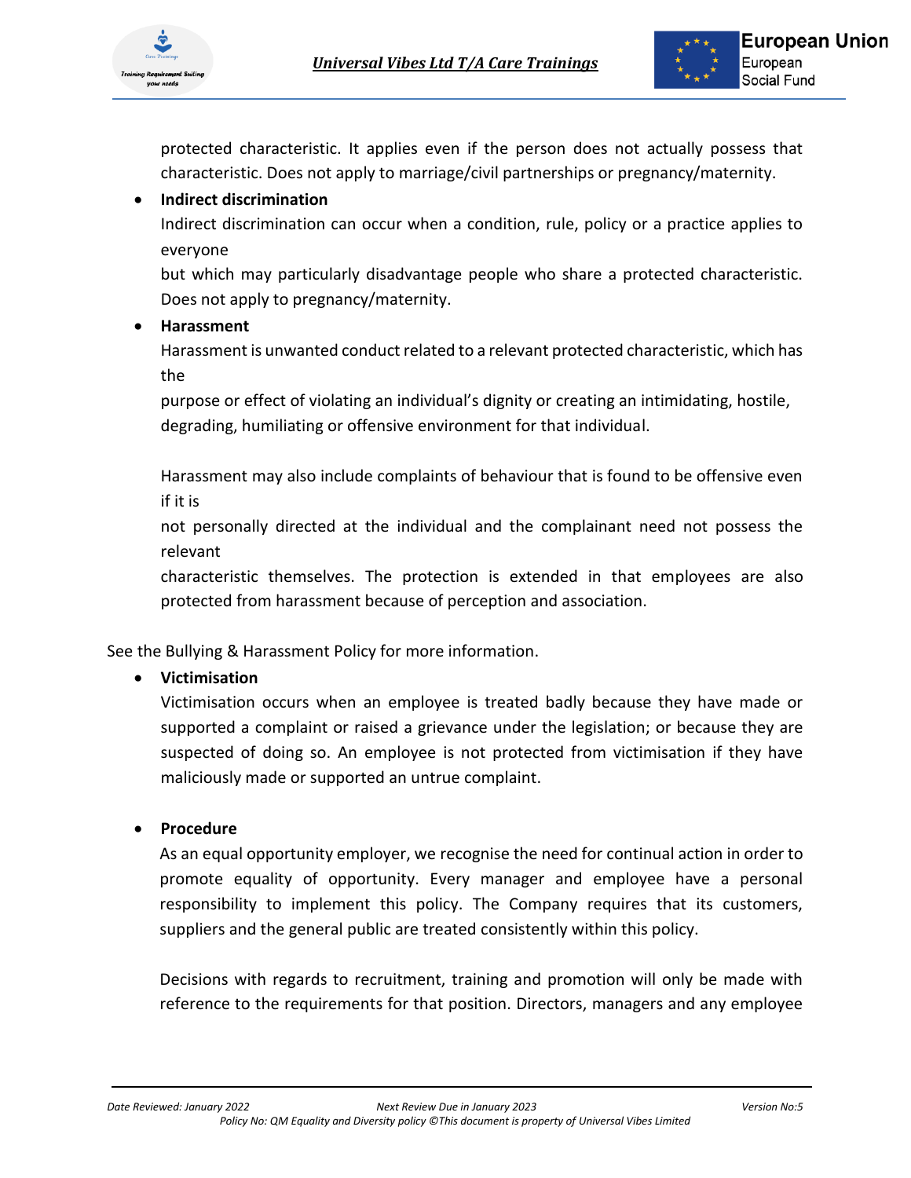protected characteristic. It applies even if the person does not actually possess that characteristic. Does not apply to marriage/civil partnerships or pregnancy/maternity.

- **Indirect discrimination**
  Indirect discrimination can occur when a condition, rule, policy or a practice applies to everyone but which may particularly disadvantage people who share a protected characteristic. Does not apply to pregnancy/maternity.

- **Harassment**
  Harassment is unwanted conduct related to a relevant protected characteristic, which has the purpose or effect of violating an individual's dignity or creating an intimidating, hostile, degrading, humiliating or offensive environment for that individual.

  Harassment may also include complaints of behaviour that is found to be offensive even if it is not personally directed at the individual and the complainant need not possess the relevant characteristic themselves. The protection is extended in that employees are also protected from harassment because of perception and association.

See the Bullying & Harassment Policy for more information.

- **Victimisation**
  Victimisation occurs when an employee is treated badly because they have made or supported a complaint or raised a grievance under the legislation; or because they are suspected of doing so. An employee is not protected from victimisation if they have maliciously made or supported an untrue complaint.

- **Procedure**
  As an equal opportunity employer, we recognise the need for continual action in order to promote equality of opportunity. Every manager and employee have a personal responsibility to implement this policy. The Company requires that its customers, suppliers and the general public are treated consistently within this policy.

  Decisions with regards to recruitment, training and promotion will only be made with reference to the requirements for that position. Directors, managers and any employee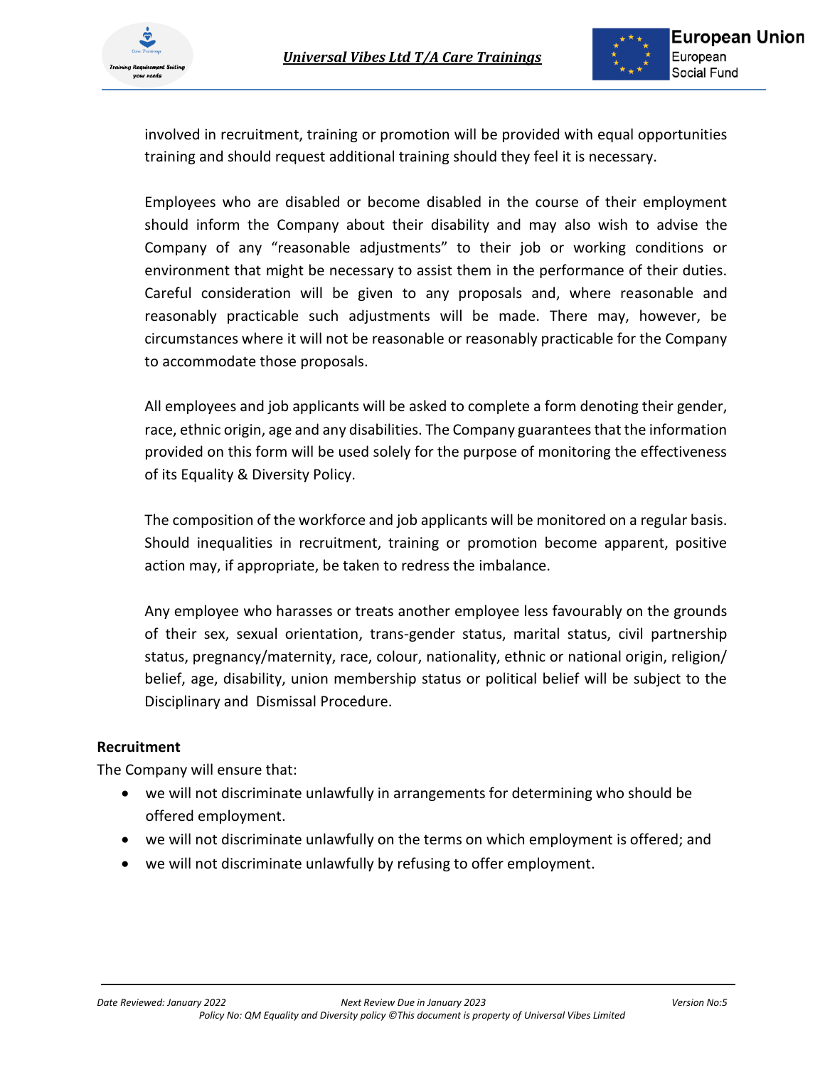involved in recruitment, training or promotion will be provided with equal opportunities training and should request additional training should they feel it is necessary.

Employees who are disabled or become disabled in the course of their employment should inform the Company about their disability and may also wish to advise the Company of any "reasonable adjustments" to their job or working conditions or environment that might be necessary to assist them in the performance of their duties. Careful consideration will be given to any proposals and, where reasonable and reasonably practicable such adjustments will be made. There may, however, be circumstances where it will not be reasonable or reasonably practicable for the Company to accommodate those proposals.

All employees and job applicants will be asked to complete a form denoting their gender, race, ethnic origin, age and any disabilities. The Company guarantees that the information provided on this form will be used solely for the purpose of monitoring the effectiveness of its Equality & Diversity Policy.

The composition of the workforce and job applicants will be monitored on a regular basis. Should inequalities in recruitment, training or promotion become apparent, positive action may, if appropriate, be taken to redress the imbalance.

Any employee who harasses or treats another employee less favourably on the grounds of their sex, sexual orientation, trans-gender status, marital status, civil partnership status, pregnancy/maternity, race, colour, nationality, ethnic or national origin, religion/ belief, age, disability, union membership status or political belief will be subject to the Disciplinary and Dismissal Procedure.

**Recruitment**

The Company will ensure that:

- we will not discriminate unlawfully in arrangements for determining who should be offered employment.
- we will not discriminate unlawfully on the terms on which employment is offered; and
- we will not discriminate unlawfully by refusing to offer employment.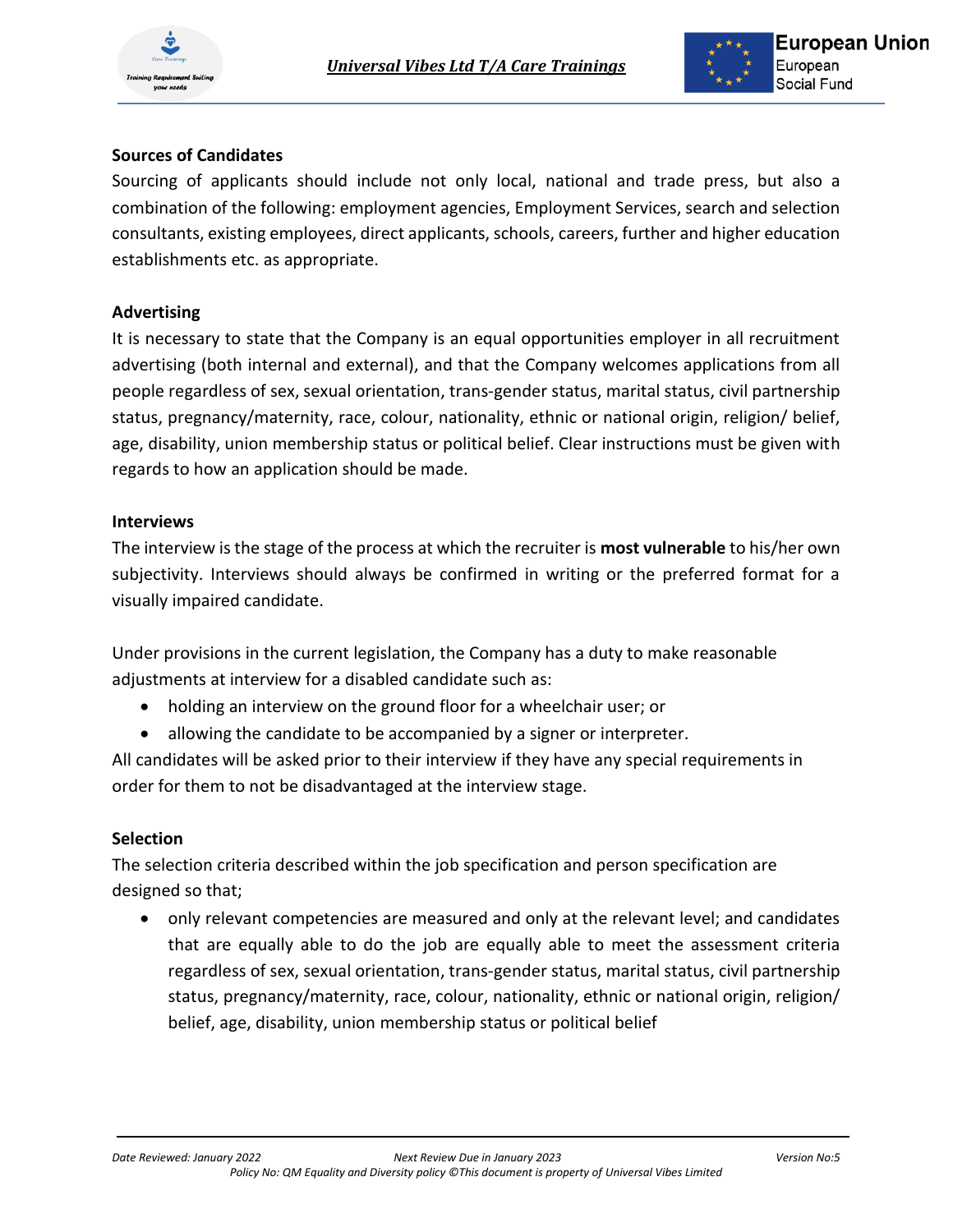**Sources of Candidates**

Sourcing of applicants should include not only local, national and trade press, but also a combination of the following: employment agencies, Employment Services, search and selection consultants, existing employees, direct applicants, schools, careers, further and higher education establishments etc. as appropriate.

**Advertising**

It is necessary to state that the Company is an equal opportunities employer in all recruitment advertising (both internal and external), and that the Company welcomes applications from all people regardless of sex, sexual orientation, trans-gender status, marital status, civil partnership status, pregnancy/maternity, race, colour, nationality, ethnic or national origin, religion/ belief, age, disability, union membership status or political belief. Clear instructions must be given with regards to how an application should be made.

**Interviews**

The interview is the stage of the process at which the recruiter is **most vulnerable** to his/her own subjectivity. Interviews should always be confirmed in writing or the preferred format for a visually impaired candidate.

Under provisions in the current legislation, the Company has a duty to make reasonable adjustments at interview for a disabled candidate such as:

- holding an interview on the ground floor for a wheelchair user; or
- allowing the candidate to be accompanied by a signer or interpreter.

All candidates will be asked prior to their interview if they have any special requirements in order for them to not be disadvantaged at the interview stage.

**Selection**

The selection criteria described within the job specification and person specification are designed so that;

- only relevant competencies are measured and only at the relevant level; and candidates that are equally able to do the job are equally able to meet the assessment criteria regardless of sex, sexual orientation, trans-gender status, marital status, civil partnership status, pregnancy/maternity, race, colour, nationality, ethnic or national origin, religion/ belief, age, disability, union membership status or political belief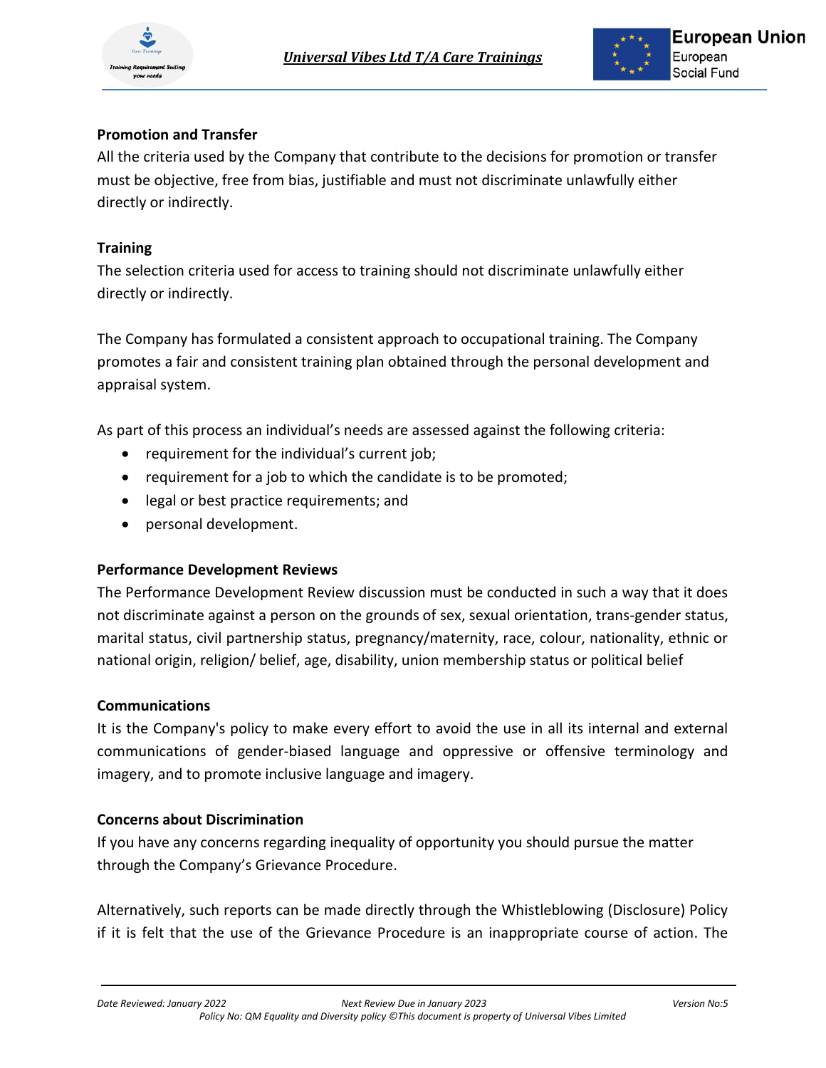**Promotion and Transfer**

All the criteria used by the Company that contribute to the decisions for promotion or transfer must be objective, free from bias, justifiable and must not discriminate unlawfully either directly or indirectly.

**Training**

The selection criteria used for access to training should not discriminate unlawfully either directly or indirectly.

The Company has formulated a consistent approach to occupational training. The Company promotes a fair and consistent training plan obtained through the personal development and appraisal system.

As part of this process an individual's needs are assessed against the following criteria:

- requirement for the individual's current job;
- requirement for a job to which the candidate is to be promoted;
- legal or best practice requirements; and
- personal development.

**Performance Development Reviews**

The Performance Development Review discussion must be conducted in such a way that it does not discriminate against a person on the grounds of sex, sexual orientation, trans-gender status, marital status, civil partnership status, pregnancy/maternity, race, colour, nationality, ethnic or national origin, religion/ belief, age, disability, union membership status or political belief

**Communications**

It is the Company's policy to make every effort to avoid the use in all its internal and external communications of gender-biased language and oppressive or offensive terminology and imagery, and to promote inclusive language and imagery.

**Concerns about Discrimination**

If you have any concerns regarding inequality of opportunity you should pursue the matter through the Company's Grievance Procedure.

Alternatively, such reports can be made directly through the Whistleblowing (Disclosure) Policy if it is felt that the use of the Grievance Procedure is an inappropriate course of action. The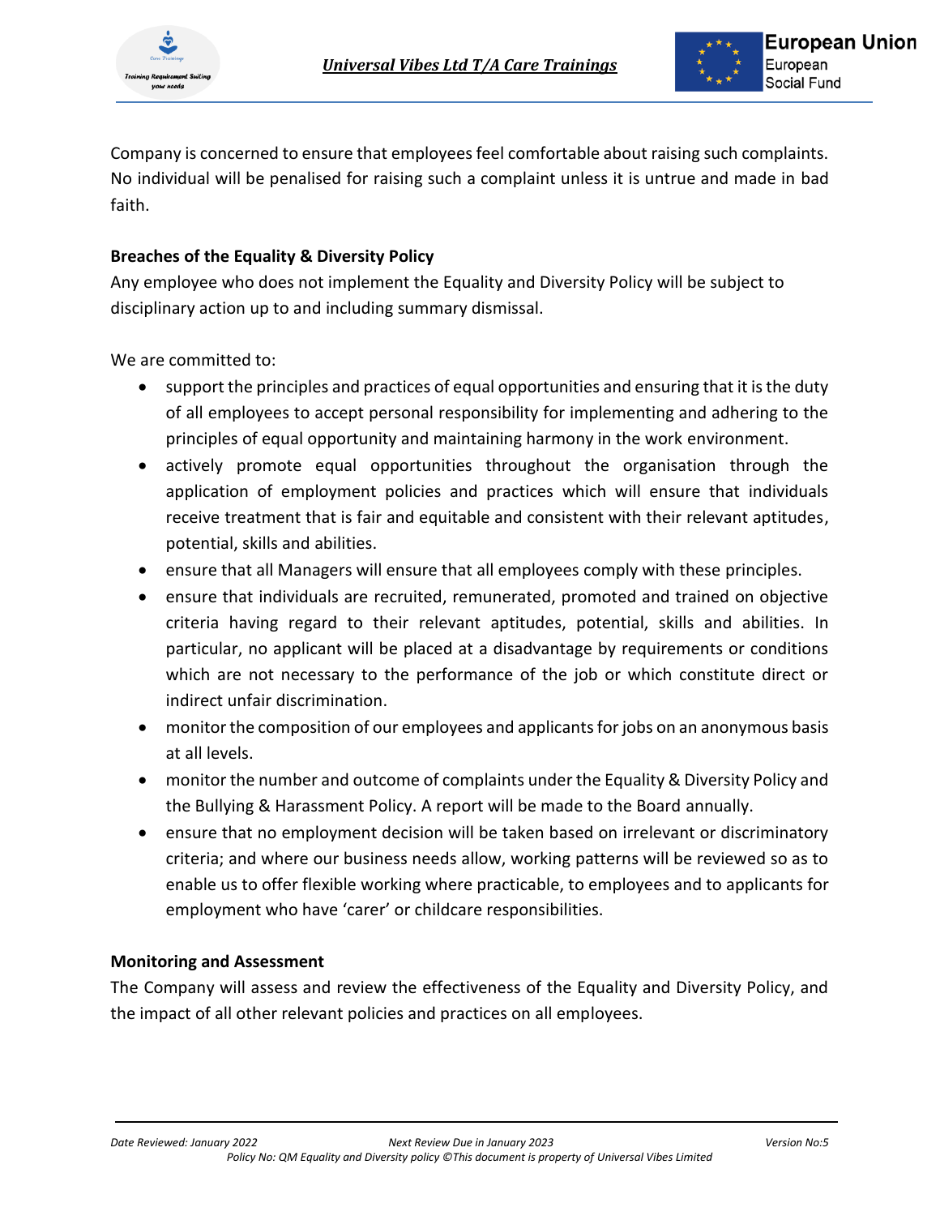Company is concerned to ensure that employees feel comfortable about raising such complaints. No individual will be penalised for raising such a complaint unless it is untrue and made in bad faith.

**Breaches of the Equality & Diversity Policy**

Any employee who does not implement the Equality and Diversity Policy will be subject to disciplinary action up to and including summary dismissal.

We are committed to:

- support the principles and practices of equal opportunities and ensuring that it is the duty of all employees to accept personal responsibility for implementing and adhering to the principles of equal opportunity and maintaining harmony in the work environment.
- actively promote equal opportunities throughout the organisation through the application of employment policies and practices which will ensure that individuals receive treatment that is fair and equitable and consistent with their relevant aptitudes, potential, skills and abilities.
- ensure that all Managers will ensure that all employees comply with these principles.
- ensure that individuals are recruited, remunerated, promoted and trained on objective criteria having regard to their relevant aptitudes, potential, skills and abilities. In particular, no applicant will be placed at a disadvantage by requirements or conditions which are not necessary to the performance of the job or which constitute direct or indirect unfair discrimination.
- monitor the composition of our employees and applicants for jobs on an anonymous basis at all levels.
- monitor the number and outcome of complaints under the Equality & Diversity Policy and the Bullying & Harassment Policy. A report will be made to the Board annually.
- ensure that no employment decision will be taken based on irrelevant or discriminatory criteria; and where our business needs allow, working patterns will be reviewed so as to enable us to offer flexible working where practicable, to employees and to applicants for employment who have 'carer' or childcare responsibilities.

**Monitoring and Assessment**

The Company will assess and review the effectiveness of the Equality and Diversity Policy, and the impact of all other relevant policies and practices on all employees.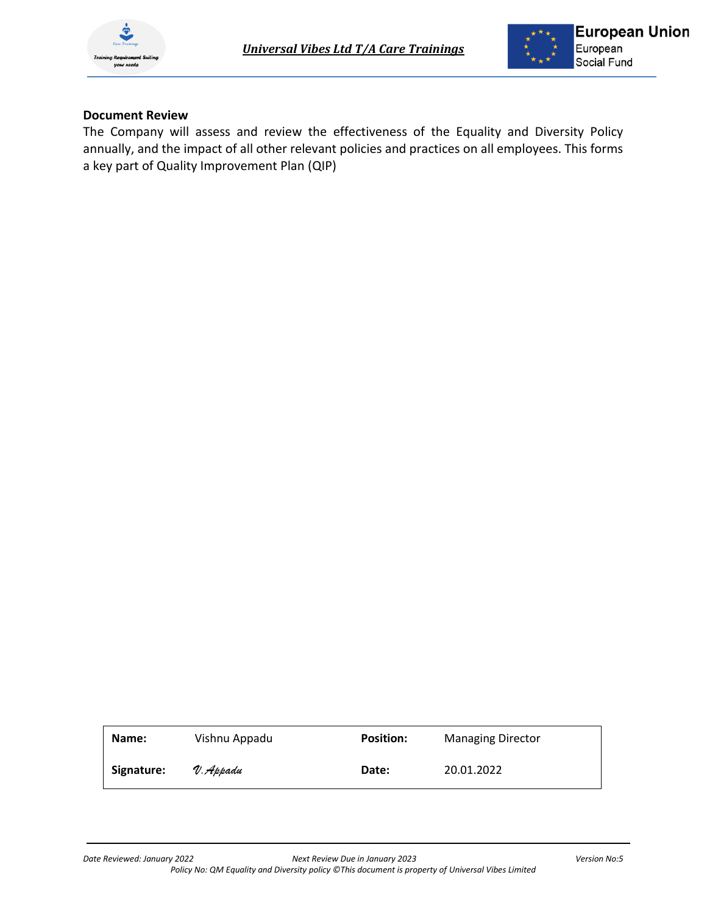**Document Review**

The Company will assess and review the effectiveness of the Equality and Diversity Policy annually, and the impact of all other relevant policies and practices on all employees. This forms a key part of Quality Improvement Plan (QIP)

| | | | |
|---|---|---|---|
| **Name:** | Vishnu Appadu | **Position:** | Managing Director |
| **Signature:** | *V.Appadu* | **Date:** | 20.01.2022 |